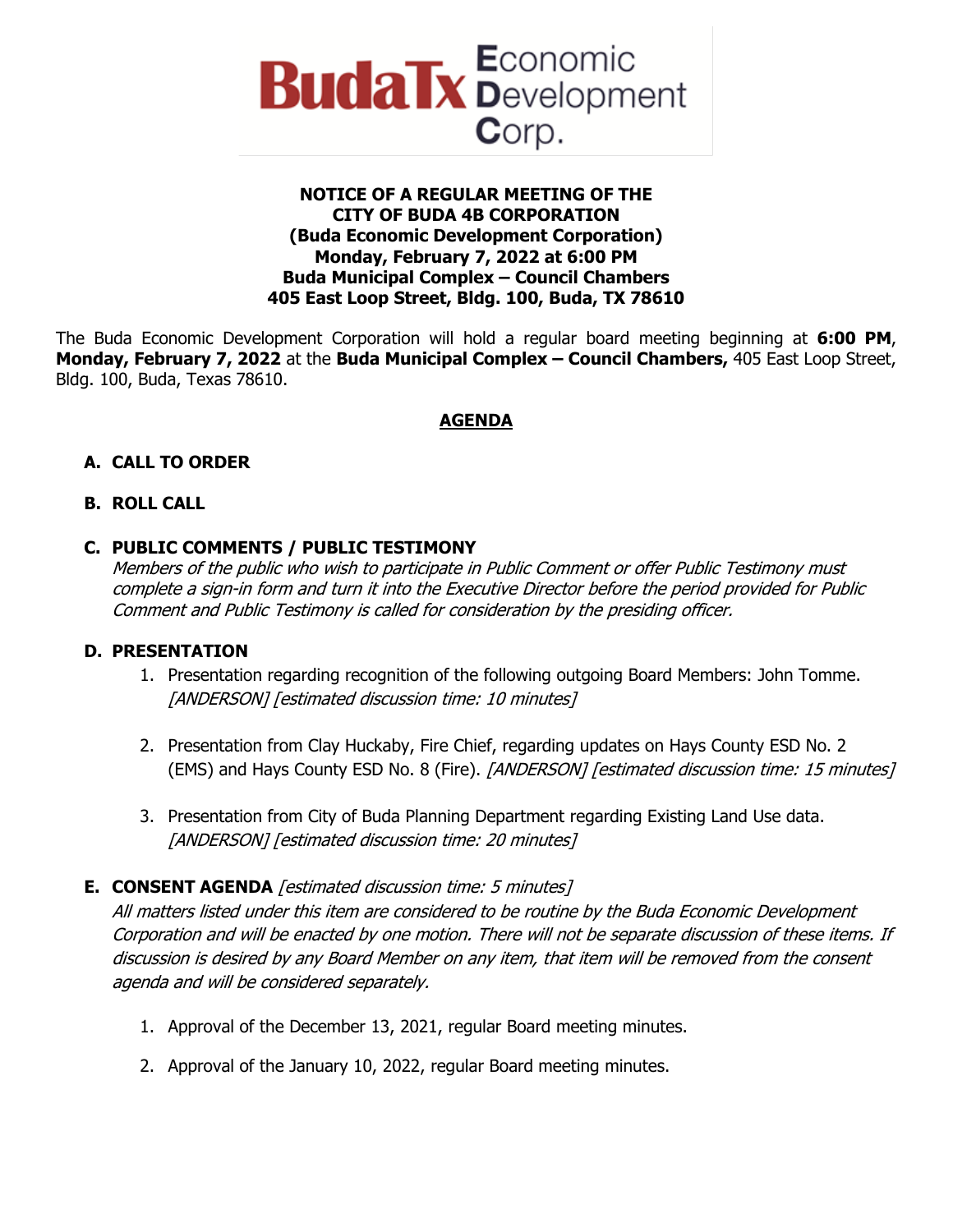# BudaTx Economic Development Corp.

**NOTICE OF A REGULAR MEETING OF THE**
**CITY OF BUDA 4B CORPORATION**
**(Buda Economic Development Corporation)**
**Monday, February 7, 2022 at 6:00 PM**
**Buda Municipal Complex – Council Chambers**
**405 East Loop Street, Bldg. 100, Buda, TX 78610**

The Buda Economic Development Corporation will hold a regular board meeting beginning at **6:00 PM**, **Monday, February 7, 2022** at the **Buda Municipal Complex – Council Chambers,** 405 East Loop Street, Bldg. 100, Buda, Texas 78610.

## AGENDA

**A. CALL TO ORDER**

**B. ROLL CALL**

**C. PUBLIC COMMENTS / PUBLIC TESTIMONY**

*Members of the public who wish to participate in Public Comment or offer Public Testimony must complete a sign-in form and turn it into the Executive Director before the period provided for Public Comment and Public Testimony is called for consideration by the presiding officer.*

**D. PRESENTATION**

1. Presentation regarding recognition of the following outgoing Board Members: John Tomme. *[ANDERSON] [estimated discussion time: 10 minutes]*

2. Presentation from Clay Huckaby, Fire Chief, regarding updates on Hays County ESD No. 2 (EMS) and Hays County ESD No. 8 (Fire). *[ANDERSON] [estimated discussion time: 15 minutes]*

3. Presentation from City of Buda Planning Department regarding Existing Land Use data. *[ANDERSON] [estimated discussion time: 20 minutes]*

**E. CONSENT AGENDA** *[estimated discussion time: 5 minutes]*

*All matters listed under this item are considered to be routine by the Buda Economic Development Corporation and will be enacted by one motion. There will not be separate discussion of these items. If discussion is desired by any Board Member on any item, that item will be removed from the consent agenda and will be considered separately.*

1. Approval of the December 13, 2021, regular Board meeting minutes.

2. Approval of the January 10, 2022, regular Board meeting minutes.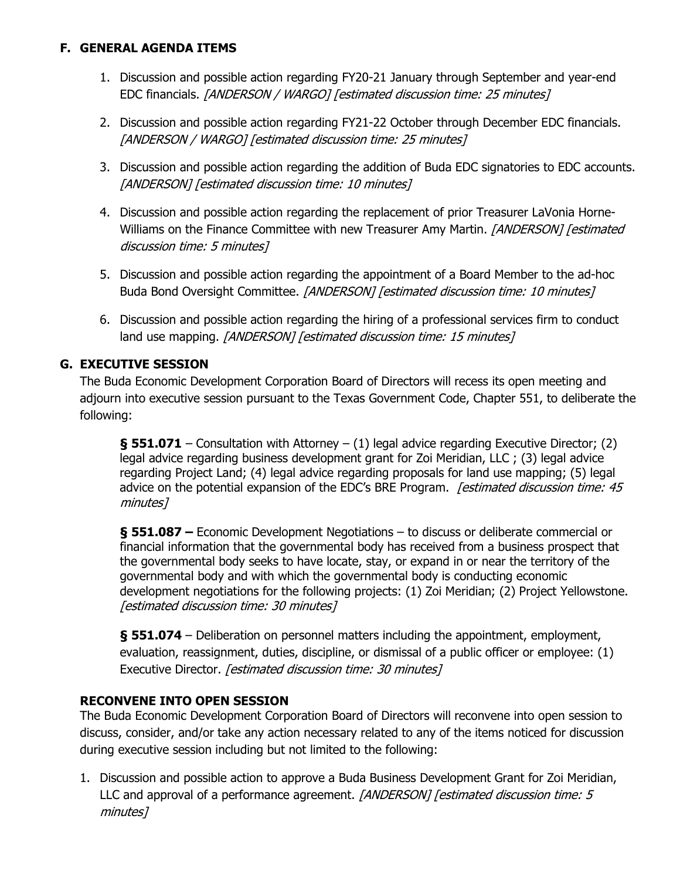## F. GENERAL AGENDA ITEMS

1. Discussion and possible action regarding FY20-21 January through September and year-end EDC financials. *[ANDERSON / WARGO] [estimated discussion time: 25 minutes]*

2. Discussion and possible action regarding FY21-22 October through December EDC financials. *[ANDERSON / WARGO] [estimated discussion time: 25 minutes]*

3. Discussion and possible action regarding the addition of Buda EDC signatories to EDC accounts. *[ANDERSON] [estimated discussion time: 10 minutes]*

4. Discussion and possible action regarding the replacement of prior Treasurer LaVonia Horne-Williams on the Finance Committee with new Treasurer Amy Martin. *[ANDERSON] [estimated discussion time: 5 minutes]*

5. Discussion and possible action regarding the appointment of a Board Member to the ad-hoc Buda Bond Oversight Committee. *[ANDERSON] [estimated discussion time: 10 minutes]*

6. Discussion and possible action regarding the hiring of a professional services firm to conduct land use mapping. *[ANDERSON] [estimated discussion time: 15 minutes]*

## G. EXECUTIVE SESSION

The Buda Economic Development Corporation Board of Directors will recess its open meeting and adjourn into executive session pursuant to the Texas Government Code, Chapter 551, to deliberate the following:

> **§ 551.071** – Consultation with Attorney – (1) legal advice regarding Executive Director; (2) legal advice regarding business development grant for Zoi Meridian, LLC ; (3) legal advice regarding Project Land; (4) legal advice regarding proposals for land use mapping; (5) legal advice on the potential expansion of the EDC's BRE Program. *[estimated discussion time: 45 minutes]*
>
> **§ 551.087 –** Economic Development Negotiations – to discuss or deliberate commercial or financial information that the governmental body has received from a business prospect that the governmental body seeks to have locate, stay, or expand in or near the territory of the governmental body and with which the governmental body is conducting economic development negotiations for the following projects: (1) Zoi Meridian; (2) Project Yellowstone. *[estimated discussion time: 30 minutes]*
>
> **§ 551.074** – Deliberation on personnel matters including the appointment, employment, evaluation, reassignment, duties, discipline, or dismissal of a public officer or employee: (1) Executive Director. *[estimated discussion time: 30 minutes]*

### RECONVENE INTO OPEN SESSION

The Buda Economic Development Corporation Board of Directors will reconvene into open session to discuss, consider, and/or take any action necessary related to any of the items noticed for discussion during executive session including but not limited to the following:

1. Discussion and possible action to approve a Buda Business Development Grant for Zoi Meridian, LLC and approval of a performance agreement. *[ANDERSON] [estimated discussion time: 5 minutes]*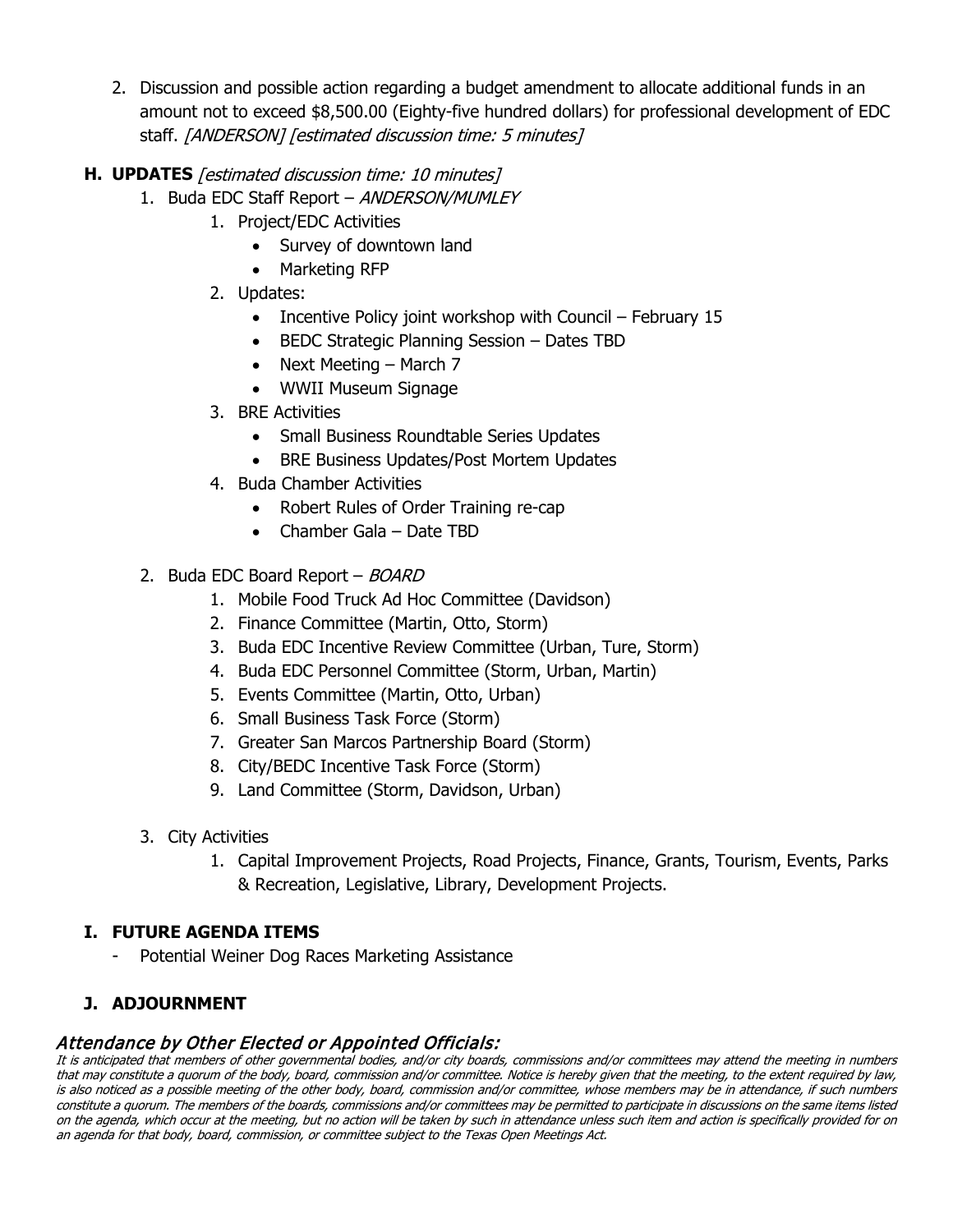2. Discussion and possible action regarding a budget amendment to allocate additional funds in an amount not to exceed $8,500.00 (Eighty-five hundred dollars) for professional development of EDC staff. *[ANDERSON] [estimated discussion time: 5 minutes]*

### H. UPDATES *[estimated discussion time: 10 minutes]*

1. Buda EDC Staff Report – *ANDERSON/MUMLEY*
   1. Project/EDC Activities
      - Survey of downtown land
      - Marketing RFP
   2. Updates:
      - Incentive Policy joint workshop with Council – February 15
      - BEDC Strategic Planning Session – Dates TBD
      - Next Meeting – March 7
      - WWII Museum Signage
   3. BRE Activities
      - Small Business Roundtable Series Updates
      - BRE Business Updates/Post Mortem Updates
   4. Buda Chamber Activities
      - Robert Rules of Order Training re-cap
      - Chamber Gala – Date TBD

2. Buda EDC Board Report – *BOARD*
   1. Mobile Food Truck Ad Hoc Committee (Davidson)
   2. Finance Committee (Martin, Otto, Storm)
   3. Buda EDC Incentive Review Committee (Urban, Ture, Storm)
   4. Buda EDC Personnel Committee (Storm, Urban, Martin)
   5. Events Committee (Martin, Otto, Urban)
   6. Small Business Task Force (Storm)
   7. Greater San Marcos Partnership Board (Storm)
   8. City/BEDC Incentive Task Force (Storm)
   9. Land Committee (Storm, Davidson, Urban)

3. City Activities
   1. Capital Improvement Projects, Road Projects, Finance, Grants, Tourism, Events, Parks & Recreation, Legislative, Library, Development Projects.

### I. FUTURE AGENDA ITEMS

- Potential Weiner Dog Races Marketing Assistance

### J. ADJOURNMENT

## *Attendance by Other Elected or Appointed Officials:*

*It is anticipated that members of other governmental bodies, and/or city boards, commissions and/or committees may attend the meeting in numbers that may constitute a quorum of the body, board, commission and/or committee. Notice is hereby given that the meeting, to the extent required by law, is also noticed as a possible meeting of the other body, board, commission and/or committee, whose members may be in attendance, if such numbers constitute a quorum. The members of the boards, commissions and/or committees may be permitted to participate in discussions on the same items listed on the agenda, which occur at the meeting, but no action will be taken by such in attendance unless such item and action is specifically provided for on an agenda for that body, board, commission, or committee subject to the Texas Open Meetings Act.*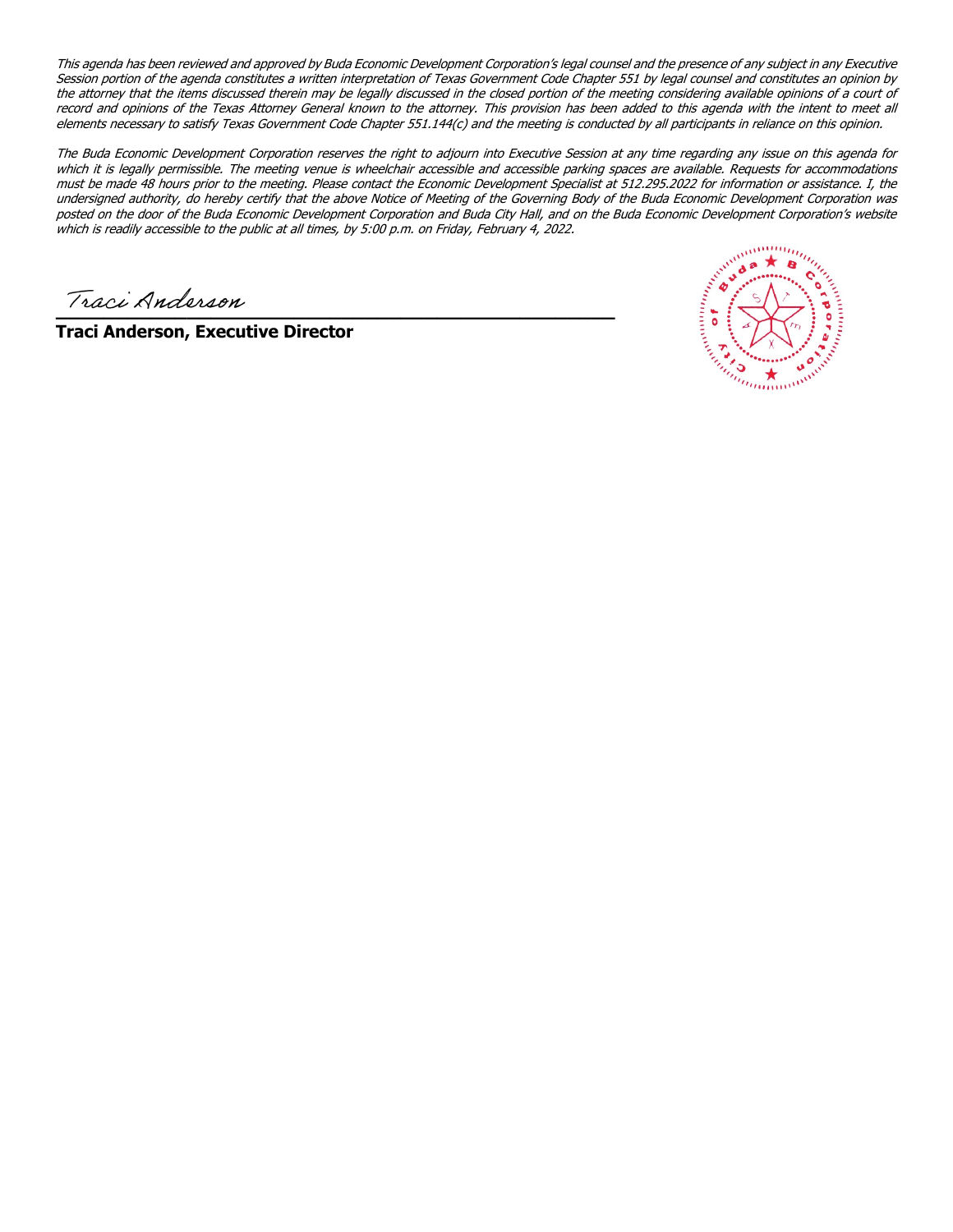*This agenda has been reviewed and approved by Buda Economic Development Corporation's legal counsel and the presence of any subject in any Executive Session portion of the agenda constitutes a written interpretation of Texas Government Code Chapter 551 by legal counsel and constitutes an opinion by the attorney that the items discussed therein may be legally discussed in the closed portion of the meeting considering available opinions of a court of record and opinions of the Texas Attorney General known to the attorney. This provision has been added to this agenda with the intent to meet all elements necessary to satisfy Texas Government Code Chapter 551.144(c) and the meeting is conducted by all participants in reliance on this opinion.*

*The Buda Economic Development Corporation reserves the right to adjourn into Executive Session at any time regarding any issue on this agenda for which it is legally permissible. The meeting venue is wheelchair accessible and accessible parking spaces are available. Requests for accommodations must be made 48 hours prior to the meeting. Please contact the Economic Development Specialist at 512.295.2022 for information or assistance. I, the undersigned authority, do hereby certify that the above Notice of Meeting of the Governing Body of the Buda Economic Development Corporation was posted on the door of the Buda Economic Development Corporation and Buda City Hall, and on the Buda Economic Development Corporation's website which is readily accessible to the public at all times, by 5:00 p.m. on Friday, February 4, 2022.*

Traci Anderson

**Traci Anderson, Executive Director**